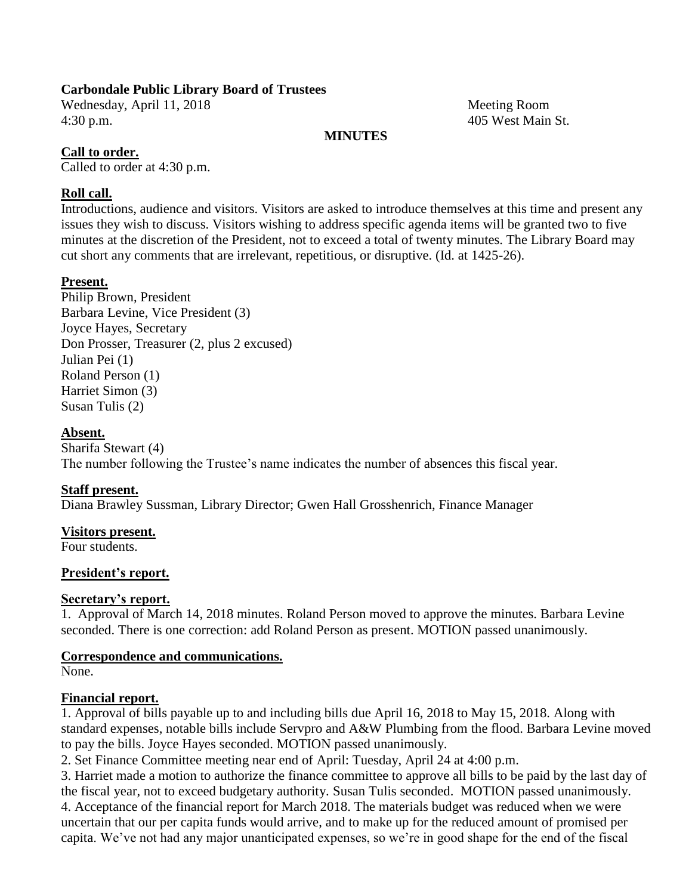**Carbondale Public Library Board of Trustees**

Wednesday, April 11, 2018
4:30 p.m.

Meeting Room
405 West Main St.

**MINUTES**

**Call to order.**

Called to order at 4:30 p.m.

**Roll call.**

Introductions, audience and visitors. Visitors are asked to introduce themselves at this time and present any issues they wish to discuss. Visitors wishing to address specific agenda items will be granted two to five minutes at the discretion of the President, not to exceed a total of twenty minutes. The Library Board may cut short any comments that are irrelevant, repetitious, or disruptive. (Id. at 1425-26).

**Present.**

Philip Brown, President
Barbara Levine, Vice President (3)
Joyce Hayes, Secretary
Don Prosser, Treasurer (2, plus 2 excused)
Julian Pei (1)
Roland Person (1)
Harriet Simon (3)
Susan Tulis (2)

**Absent.**

Sharifa Stewart (4)
The number following the Trustee's name indicates the number of absences this fiscal year.

**Staff present.**

Diana Brawley Sussman, Library Director; Gwen Hall Grosshenrich, Finance Manager

**Visitors present.**

Four students.

**President's report.**

**Secretary's report.**

1. Approval of March 14, 2018 minutes. Roland Person moved to approve the minutes. Barbara Levine seconded. There is one correction: add Roland Person as present. MOTION passed unanimously.

**Correspondence and communications.**

None.

**Financial report.**

1. Approval of bills payable up to and including bills due April 16, 2018 to May 15, 2018. Along with standard expenses, notable bills include Servpro and A&W Plumbing from the flood. Barbara Levine moved to pay the bills. Joyce Hayes seconded. MOTION passed unanimously.
2. Set Finance Committee meeting near end of April: Tuesday, April 24 at 4:00 p.m.
3. Harriet made a motion to authorize the finance committee to approve all bills to be paid by the last day of the fiscal year, not to exceed budgetary authority. Susan Tulis seconded. MOTION passed unanimously.
4. Acceptance of the financial report for March 2018. The materials budget was reduced when we were uncertain that our per capita funds would arrive, and to make up for the reduced amount of promised per capita. We've not had any major unanticipated expenses, so we're in good shape for the end of the fiscal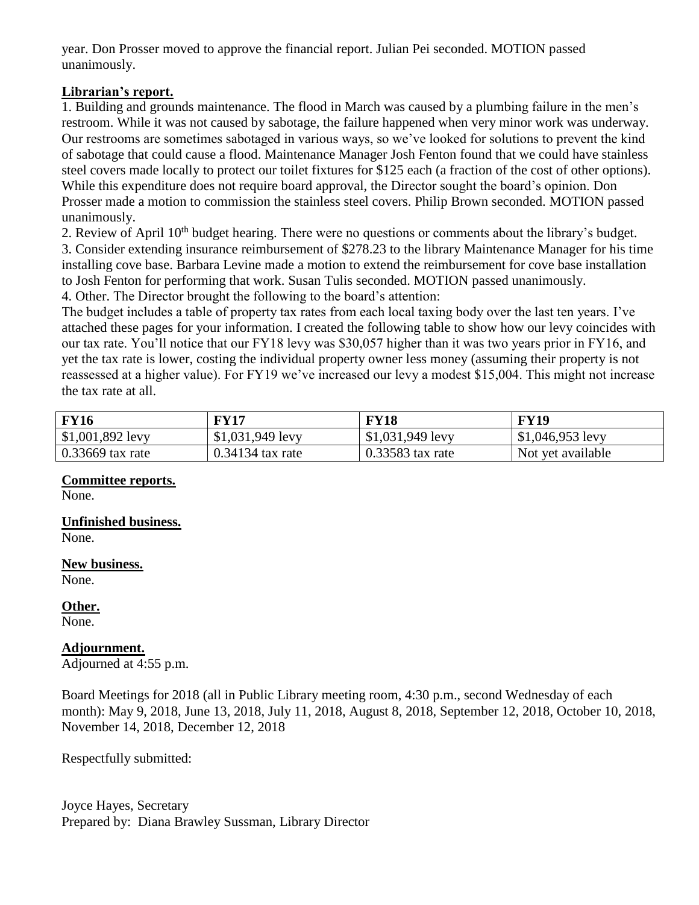year. Don Prosser moved to approve the financial report. Julian Pei seconded. MOTION passed unanimously.

**Librarian's report.**

1. Building and grounds maintenance. The flood in March was caused by a plumbing failure in the men's restroom. While it was not caused by sabotage, the failure happened when very minor work was underway. Our restrooms are sometimes sabotaged in various ways, so we've looked for solutions to prevent the kind of sabotage that could cause a flood. Maintenance Manager Josh Fenton found that we could have stainless steel covers made locally to protect our toilet fixtures for $125 each (a fraction of the cost of other options). While this expenditure does not require board approval, the Director sought the board's opinion. Don Prosser made a motion to commission the stainless steel covers. Philip Brown seconded. MOTION passed unanimously.
2. Review of April 10th budget hearing. There were no questions or comments about the library's budget.
3. Consider extending insurance reimbursement of $278.23 to the library Maintenance Manager for his time installing cove base. Barbara Levine made a motion to extend the reimbursement for cove base installation to Josh Fenton for performing that work. Susan Tulis seconded. MOTION passed unanimously.
4. Other. The Director brought the following to the board's attention:

The budget includes a table of property tax rates from each local taxing body over the last ten years. I've attached these pages for your information. I created the following table to show how our levy coincides with our tax rate. You'll notice that our FY18 levy was $30,057 higher than it was two years prior in FY16, and yet the tax rate is lower, costing the individual property owner less money (assuming their property is not reassessed at a higher value). For FY19 we've increased our levy a modest $15,004. This might not increase the tax rate at all.

| FY16 | FY17 | FY18 | FY19 |
|---|---|---|---|
| $1,001,892 levy | $1,031,949 levy | $1,031,949 levy | $1,046,953 levy |
| 0.33669 tax rate | 0.34134 tax rate | 0.33583 tax rate | Not yet available |

**Committee reports.**
None.

**Unfinished business.**
None.

**New business.**
None.

**Other.**
None.

**Adjournment.**
Adjourned at 4:55 p.m.

Board Meetings for 2018 (all in Public Library meeting room, 4:30 p.m., second Wednesday of each month): May 9, 2018, June 13, 2018, July 11, 2018, August 8, 2018, September 12, 2018, October 10, 2018, November 14, 2018, December 12, 2018

Respectfully submitted:

Joyce Hayes, Secretary
Prepared by: Diana Brawley Sussman, Library Director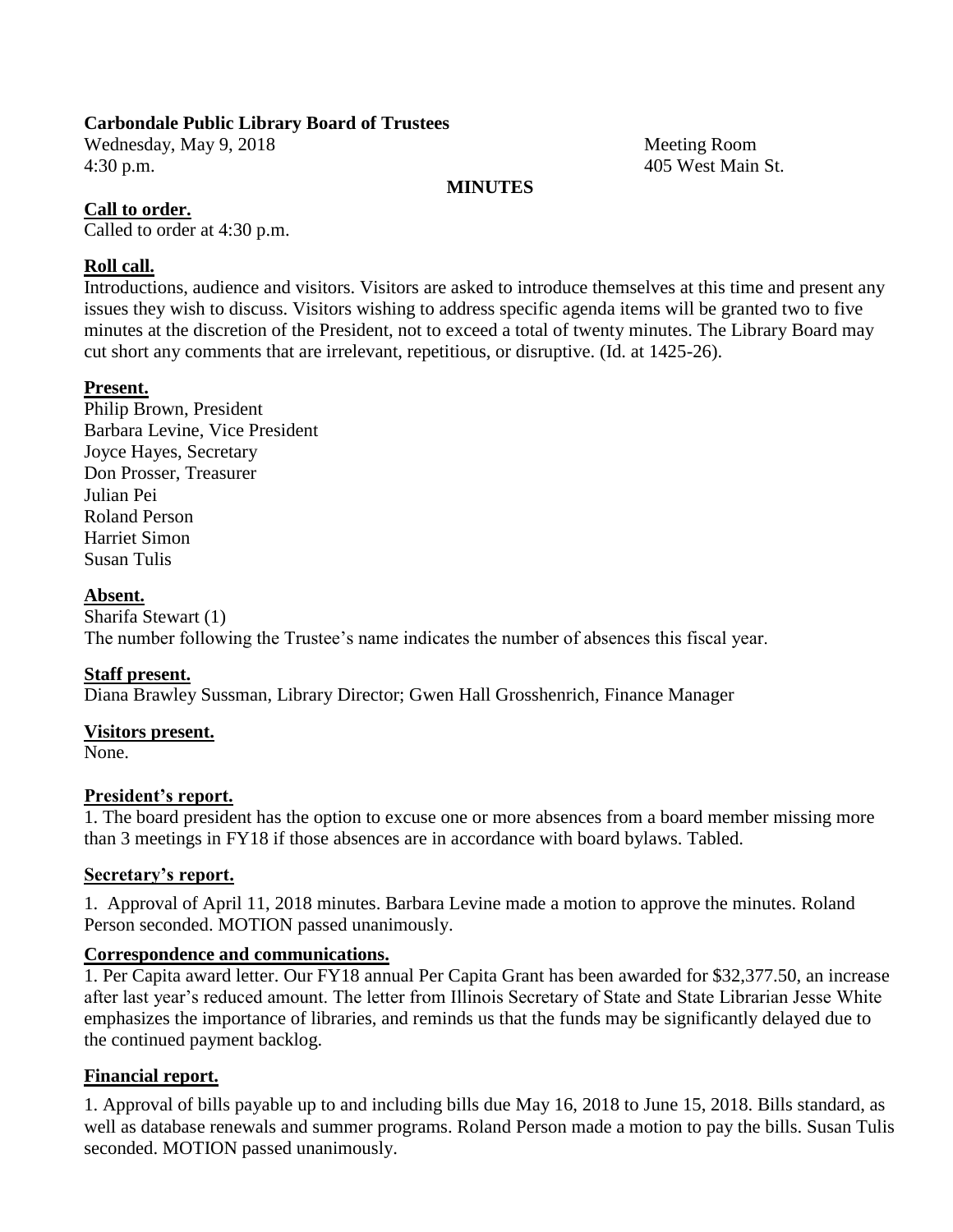**Carbondale Public Library Board of Trustees**

Wednesday, May 9, 2018 Meeting Room
4:30 p.m. 405 West Main St.

**MINUTES**

**Call to order.**

Called to order at 4:30 p.m.

**Roll call.**

Introductions, audience and visitors. Visitors are asked to introduce themselves at this time and present any issues they wish to discuss. Visitors wishing to address specific agenda items will be granted two to five minutes at the discretion of the President, not to exceed a total of twenty minutes. The Library Board may cut short any comments that are irrelevant, repetitious, or disruptive. (Id. at 1425-26).

**Present.**

Philip Brown, President
Barbara Levine, Vice President
Joyce Hayes, Secretary
Don Prosser, Treasurer
Julian Pei
Roland Person
Harriet Simon
Susan Tulis

**Absent.**

Sharifa Stewart (1)
The number following the Trustee's name indicates the number of absences this fiscal year.

**Staff present.**

Diana Brawley Sussman, Library Director; Gwen Hall Grosshenrich, Finance Manager

**Visitors present.**

None.

**President's report.**

1. The board president has the option to excuse one or more absences from a board member missing more than 3 meetings in FY18 if those absences are in accordance with board bylaws. Tabled.

**Secretary's report.**

1. Approval of April 11, 2018 minutes. Barbara Levine made a motion to approve the minutes. Roland Person seconded. MOTION passed unanimously.

**Correspondence and communications.**

1. Per Capita award letter. Our FY18 annual Per Capita Grant has been awarded for $32,377.50, an increase after last year's reduced amount. The letter from Illinois Secretary of State and State Librarian Jesse White emphasizes the importance of libraries, and reminds us that the funds may be significantly delayed due to the continued payment backlog.

**Financial report.**

1. Approval of bills payable up to and including bills due May 16, 2018 to June 15, 2018. Bills standard, as well as database renewals and summer programs. Roland Person made a motion to pay the bills. Susan Tulis seconded. MOTION passed unanimously.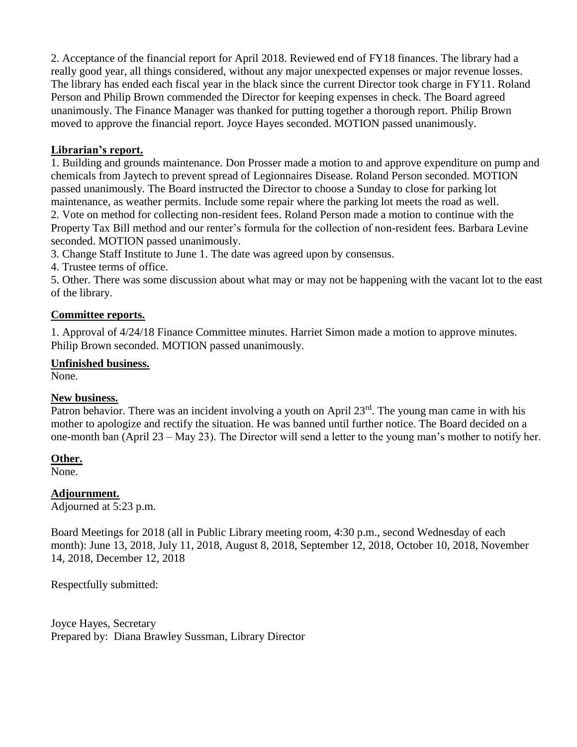2. Acceptance of the financial report for April 2018. Reviewed end of FY18 finances. The library had a really good year, all things considered, without any major unexpected expenses or major revenue losses. The library has ended each fiscal year in the black since the current Director took charge in FY11. Roland Person and Philip Brown commended the Director for keeping expenses in check. The Board agreed unanimously. The Finance Manager was thanked for putting together a thorough report. Philip Brown moved to approve the financial report. Joyce Hayes seconded. MOTION passed unanimously.

**Librarian's report.**

1. Building and grounds maintenance. Don Prosser made a motion to and approve expenditure on pump and chemicals from Jaytech to prevent spread of Legionnaires Disease. Roland Person seconded. MOTION passed unanimously. The Board instructed the Director to choose a Sunday to close for parking lot maintenance, as weather permits. Include some repair where the parking lot meets the road as well.
2. Vote on method for collecting non-resident fees. Roland Person made a motion to continue with the Property Tax Bill method and our renter's formula for the collection of non-resident fees. Barbara Levine seconded. MOTION passed unanimously.
3. Change Staff Institute to June 1. The date was agreed upon by consensus.
4. Trustee terms of office.
5. Other. There was some discussion about what may or may not be happening with the vacant lot to the east of the library.

**Committee reports.**

1. Approval of 4/24/18 Finance Committee minutes. Harriet Simon made a motion to approve minutes. Philip Brown seconded. MOTION passed unanimously.

**Unfinished business.**

None.

**New business.**

Patron behavior. There was an incident involving a youth on April 23rd. The young man came in with his mother to apologize and rectify the situation. He was banned until further notice. The Board decided on a one-month ban (April 23 – May 23). The Director will send a letter to the young man's mother to notify her.

**Other.**

None.

**Adjournment.**

Adjourned at 5:23 p.m.

Board Meetings for 2018 (all in Public Library meeting room, 4:30 p.m., second Wednesday of each month): June 13, 2018, July 11, 2018, August 8, 2018, September 12, 2018, October 10, 2018, November 14, 2018, December 12, 2018

Respectfully submitted:

Joyce Hayes, Secretary
Prepared by: Diana Brawley Sussman, Library Director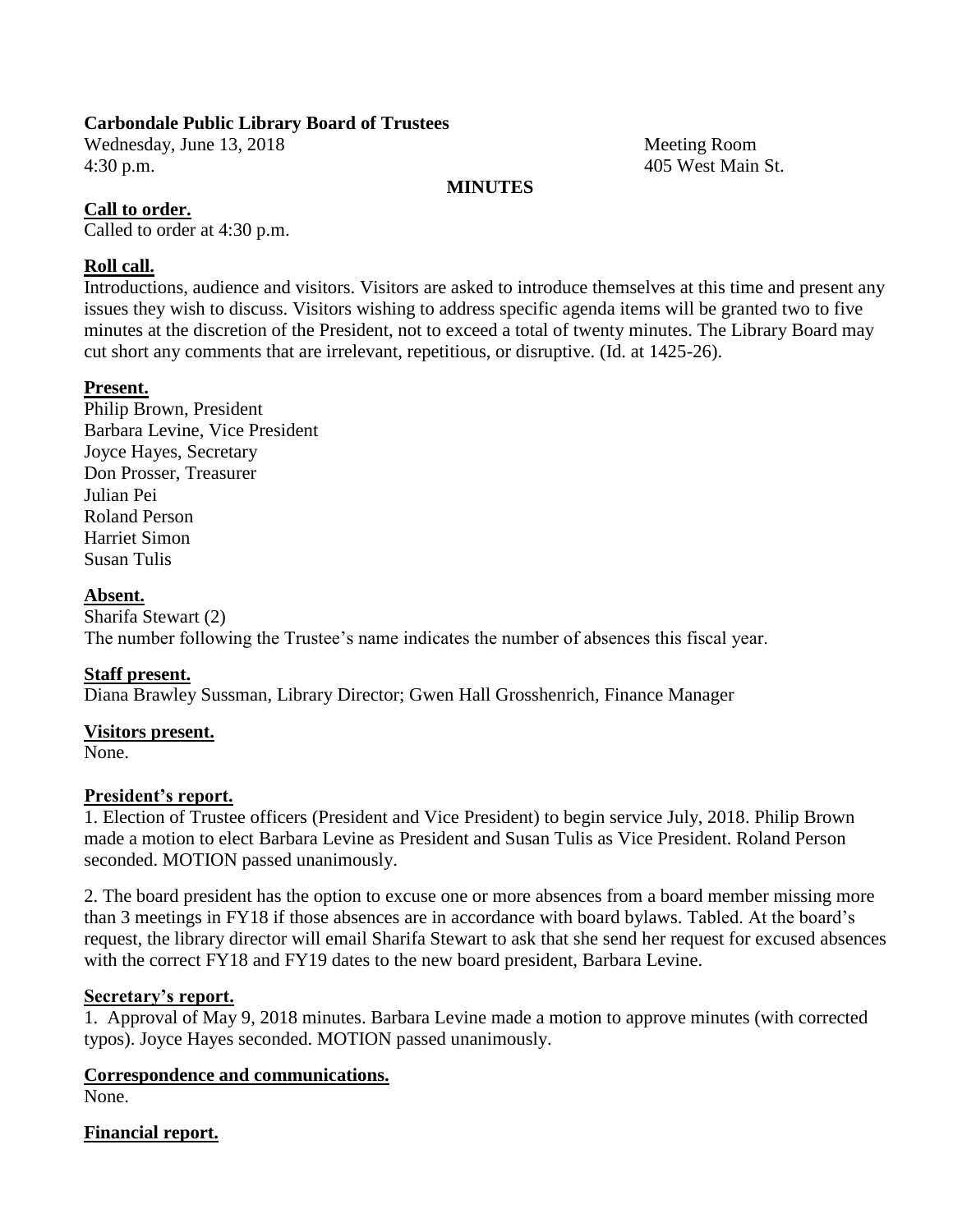**Carbondale Public Library Board of Trustees**

Wednesday, June 13, 2018
4:30 p.m.

Meeting Room
405 West Main St.

**MINUTES**

**Call to order.**

Called to order at 4:30 p.m.

**Roll call.**

Introductions, audience and visitors. Visitors are asked to introduce themselves at this time and present any issues they wish to discuss. Visitors wishing to address specific agenda items will be granted two to five minutes at the discretion of the President, not to exceed a total of twenty minutes. The Library Board may cut short any comments that are irrelevant, repetitious, or disruptive. (Id. at 1425-26).

**Present.**

Philip Brown, President
Barbara Levine, Vice President
Joyce Hayes, Secretary
Don Prosser, Treasurer
Julian Pei
Roland Person
Harriet Simon
Susan Tulis

**Absent.**

Sharifa Stewart (2)
The number following the Trustee's name indicates the number of absences this fiscal year.

**Staff present.**

Diana Brawley Sussman, Library Director; Gwen Hall Grosshenrich, Finance Manager

**Visitors present.**

None.

**President's report.**

1. Election of Trustee officers (President and Vice President) to begin service July, 2018. Philip Brown made a motion to elect Barbara Levine as President and Susan Tulis as Vice President. Roland Person seconded. MOTION passed unanimously.

2. The board president has the option to excuse one or more absences from a board member missing more than 3 meetings in FY18 if those absences are in accordance with board bylaws. Tabled. At the board's request, the library director will email Sharifa Stewart to ask that she send her request for excused absences with the correct FY18 and FY19 dates to the new board president, Barbara Levine.

**Secretary's report.**

1. Approval of May 9, 2018 minutes. Barbara Levine made a motion to approve minutes (with corrected typos). Joyce Hayes seconded. MOTION passed unanimously.

**Correspondence and communications.**

None.

**Financial report.**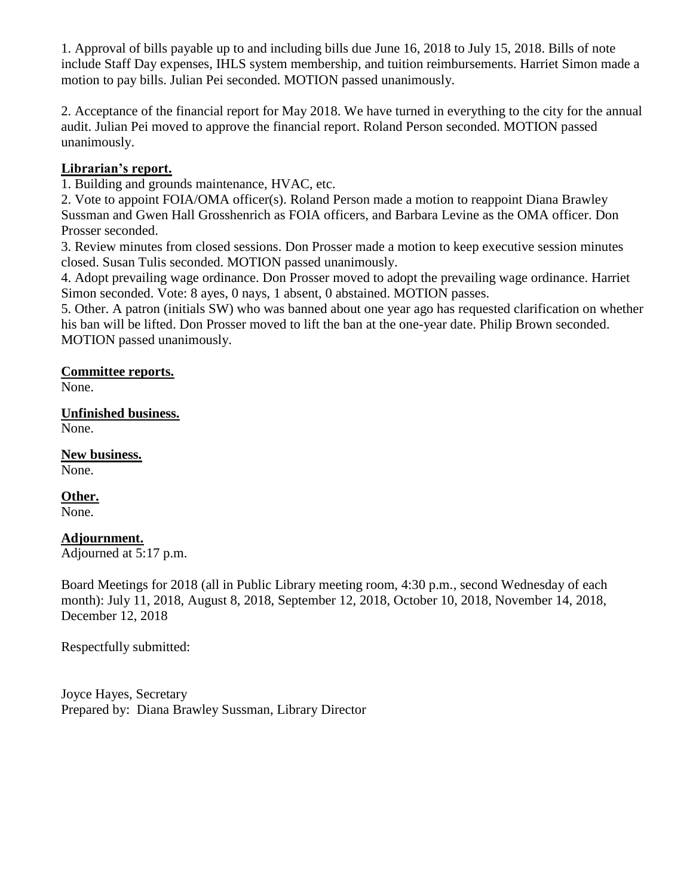1. Approval of bills payable up to and including bills due June 16, 2018 to July 15, 2018. Bills of note include Staff Day expenses, IHLS system membership, and tuition reimbursements. Harriet Simon made a motion to pay bills. Julian Pei seconded. MOTION passed unanimously.

2. Acceptance of the financial report for May 2018. We have turned in everything to the city for the annual audit. Julian Pei moved to approve the financial report. Roland Person seconded. MOTION passed unanimously.

**Librarian's report.**

1. Building and grounds maintenance, HVAC, etc.
2. Vote to appoint FOIA/OMA officer(s). Roland Person made a motion to reappoint Diana Brawley Sussman and Gwen Hall Grosshenrich as FOIA officers, and Barbara Levine as the OMA officer. Don Prosser seconded.
3. Review minutes from closed sessions. Don Prosser made a motion to keep executive session minutes closed. Susan Tulis seconded. MOTION passed unanimously.
4. Adopt prevailing wage ordinance. Don Prosser moved to adopt the prevailing wage ordinance. Harriet Simon seconded. Vote: 8 ayes, 0 nays, 1 absent, 0 abstained. MOTION passes.
5. Other. A patron (initials SW) who was banned about one year ago has requested clarification on whether his ban will be lifted. Don Prosser moved to lift the ban at the one-year date. Philip Brown seconded. MOTION passed unanimously.

**Committee reports.**

None.

**Unfinished business.**

None.

**New business.**

None.

**Other.**

None.

**Adjournment.**

Adjourned at 5:17 p.m.

Board Meetings for 2018 (all in Public Library meeting room, 4:30 p.m., second Wednesday of each month): July 11, 2018, August 8, 2018, September 12, 2018, October 10, 2018, November 14, 2018, December 12, 2018

Respectfully submitted:

Joyce Hayes, Secretary
Prepared by: Diana Brawley Sussman, Library Director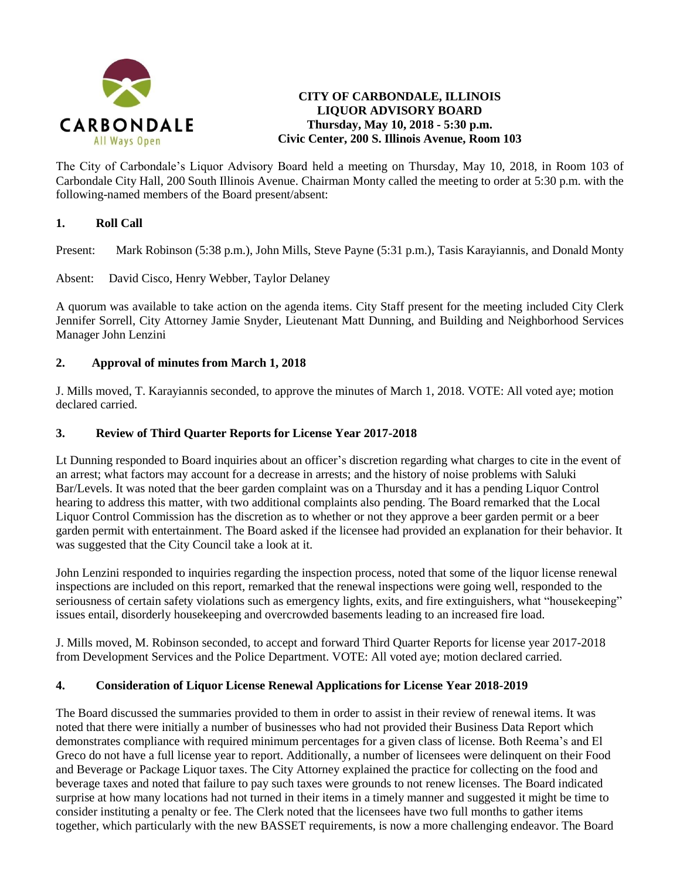**CITY OF CARBONDALE, ILLINOIS**
**LIQUOR ADVISORY BOARD**
**Thursday, May 10, 2018 - 5:30 p.m.**
**Civic Center, 200 S. Illinois Avenue, Room 103**

The City of Carbondale's Liquor Advisory Board held a meeting on Thursday, May 10, 2018, in Room 103 of Carbondale City Hall, 200 South Illinois Avenue. Chairman Monty called the meeting to order at 5:30 p.m. with the following-named members of the Board present/absent:

## 1. Roll Call

Present: Mark Robinson (5:38 p.m.), John Mills, Steve Payne (5:31 p.m.), Tasis Karayiannis, and Donald Monty

Absent: David Cisco, Henry Webber, Taylor Delaney

A quorum was available to take action on the agenda items. City Staff present for the meeting included City Clerk Jennifer Sorrell, City Attorney Jamie Snyder, Lieutenant Matt Dunning, and Building and Neighborhood Services Manager John Lenzini

## 2. Approval of minutes from March 1, 2018

J. Mills moved, T. Karayiannis seconded, to approve the minutes of March 1, 2018. VOTE: All voted aye; motion declared carried.

## 3. Review of Third Quarter Reports for License Year 2017-2018

Lt Dunning responded to Board inquiries about an officer's discretion regarding what charges to cite in the event of an arrest; what factors may account for a decrease in arrests; and the history of noise problems with Saluki Bar/Levels. It was noted that the beer garden complaint was on a Thursday and it has a pending Liquor Control hearing to address this matter, with two additional complaints also pending. The Board remarked that the Local Liquor Control Commission has the discretion as to whether or not they approve a beer garden permit or a beer garden permit with entertainment. The Board asked if the licensee had provided an explanation for their behavior. It was suggested that the City Council take a look at it.

John Lenzini responded to inquiries regarding the inspection process, noted that some of the liquor license renewal inspections are included on this report, remarked that the renewal inspections were going well, responded to the seriousness of certain safety violations such as emergency lights, exits, and fire extinguishers, what "housekeeping" issues entail, disorderly housekeeping and overcrowded basements leading to an increased fire load.

J. Mills moved, M. Robinson seconded, to accept and forward Third Quarter Reports for license year 2017-2018 from Development Services and the Police Department. VOTE: All voted aye; motion declared carried.

## 4. Consideration of Liquor License Renewal Applications for License Year 2018-2019

The Board discussed the summaries provided to them in order to assist in their review of renewal items. It was noted that there were initially a number of businesses who had not provided their Business Data Report which demonstrates compliance with required minimum percentages for a given class of license. Both Reema's and El Greco do not have a full license year to report. Additionally, a number of licensees were delinquent on their Food and Beverage or Package Liquor taxes. The City Attorney explained the practice for collecting on the food and beverage taxes and noted that failure to pay such taxes were grounds to not renew licenses. The Board indicated surprise at how many locations had not turned in their items in a timely manner and suggested it might be time to consider instituting a penalty or fee. The Clerk noted that the licensees have two full months to gather items together, which particularly with the new BASSET requirements, is now a more challenging endeavor. The Board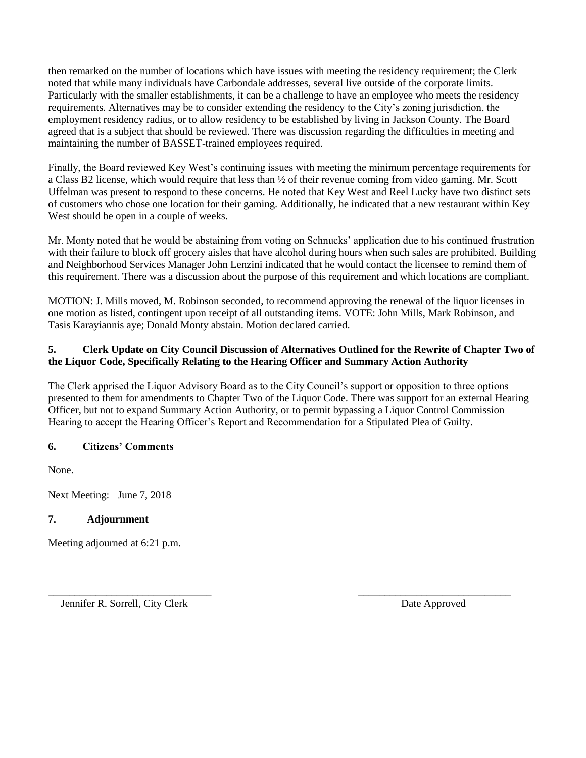then remarked on the number of locations which have issues with meeting the residency requirement; the Clerk noted that while many individuals have Carbondale addresses, several live outside of the corporate limits. Particularly with the smaller establishments, it can be a challenge to have an employee who meets the residency requirements. Alternatives may be to consider extending the residency to the City's zoning jurisdiction, the employment residency radius, or to allow residency to be established by living in Jackson County. The Board agreed that is a subject that should be reviewed. There was discussion regarding the difficulties in meeting and maintaining the number of BASSET-trained employees required.

Finally, the Board reviewed Key West's continuing issues with meeting the minimum percentage requirements for a Class B2 license, which would require that less than ½ of their revenue coming from video gaming. Mr. Scott Uffelman was present to respond to these concerns. He noted that Key West and Reel Lucky have two distinct sets of customers who chose one location for their gaming. Additionally, he indicated that a new restaurant within Key West should be open in a couple of weeks.

Mr. Monty noted that he would be abstaining from voting on Schnucks' application due to his continued frustration with their failure to block off grocery aisles that have alcohol during hours when such sales are prohibited. Building and Neighborhood Services Manager John Lenzini indicated that he would contact the licensee to remind them of this requirement. There was a discussion about the purpose of this requirement and which locations are compliant.

MOTION: J. Mills moved, M. Robinson seconded, to recommend approving the renewal of the liquor licenses in one motion as listed, contingent upon receipt of all outstanding items. VOTE: John Mills, Mark Robinson, and Tasis Karayiannis aye; Donald Monty abstain. Motion declared carried.

### 5. Clerk Update on City Council Discussion of Alternatives Outlined for the Rewrite of Chapter Two of the Liquor Code, Specifically Relating to the Hearing Officer and Summary Action Authority

The Clerk apprised the Liquor Advisory Board as to the City Council's support or opposition to three options presented to them for amendments to Chapter Two of the Liquor Code. There was support for an external Hearing Officer, but not to expand Summary Action Authority, or to permit bypassing a Liquor Control Commission Hearing to accept the Hearing Officer's Report and Recommendation for a Stipulated Plea of Guilty.

### 6. Citizens' Comments

None.

Next Meeting: June 7, 2018

### 7. Adjournment

Meeting adjourned at 6:21 p.m.

\_\_\_\_\_\_\_\_\_\_\_\_\_\_\_\_\_\_\_\_\_\_\_\_\_\_\_\_\_\_\_
Jennifer R. Sorrell, City Clerk

\_\_\_\_\_\_\_\_\_\_\_\_\_\_\_\_\_\_\_\_\_\_\_\_\_\_\_\_\_\_\_
Date Approved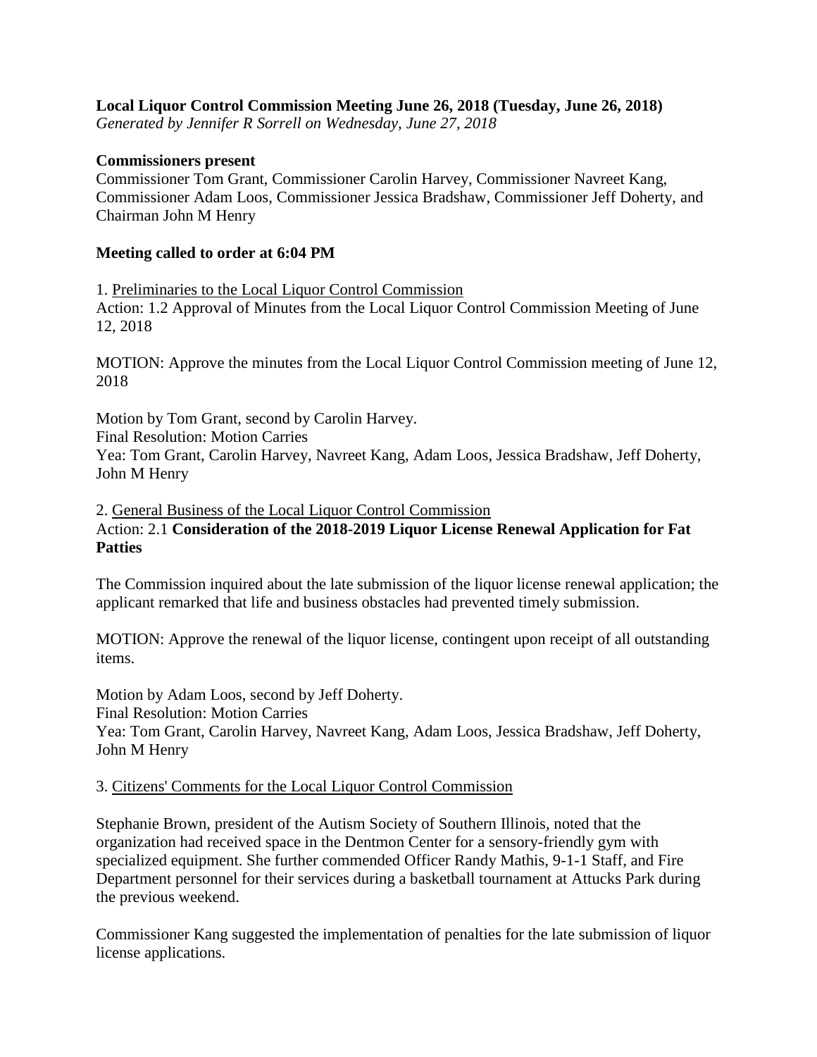**Local Liquor Control Commission Meeting June 26, 2018 (Tuesday, June 26, 2018)**
*Generated by Jennifer R Sorrell on Wednesday, June 27, 2018*

**Commissioners present**
Commissioner Tom Grant, Commissioner Carolin Harvey, Commissioner Navreet Kang, Commissioner Adam Loos, Commissioner Jessica Bradshaw, Commissioner Jeff Doherty, and Chairman John M Henry

**Meeting called to order at 6:04 PM**

1. Preliminaries to the Local Liquor Control Commission
Action: 1.2 Approval of Minutes from the Local Liquor Control Commission Meeting of June 12, 2018

MOTION: Approve the minutes from the Local Liquor Control Commission meeting of June 12, 2018

Motion by Tom Grant, second by Carolin Harvey.
Final Resolution: Motion Carries
Yea: Tom Grant, Carolin Harvey, Navreet Kang, Adam Loos, Jessica Bradshaw, Jeff Doherty, John M Henry

2. General Business of the Local Liquor Control Commission
Action: 2.1 **Consideration of the 2018-2019 Liquor License Renewal Application for Fat Patties**

The Commission inquired about the late submission of the liquor license renewal application; the applicant remarked that life and business obstacles had prevented timely submission.

MOTION: Approve the renewal of the liquor license, contingent upon receipt of all outstanding items.

Motion by Adam Loos, second by Jeff Doherty.
Final Resolution: Motion Carries
Yea: Tom Grant, Carolin Harvey, Navreet Kang, Adam Loos, Jessica Bradshaw, Jeff Doherty, John M Henry

3. Citizens' Comments for the Local Liquor Control Commission

Stephanie Brown, president of the Autism Society of Southern Illinois, noted that the organization had received space in the Dentmon Center for a sensory-friendly gym with specialized equipment. She further commended Officer Randy Mathis, 9-1-1 Staff, and Fire Department personnel for their services during a basketball tournament at Attucks Park during the previous weekend.

Commissioner Kang suggested the implementation of penalties for the late submission of liquor license applications.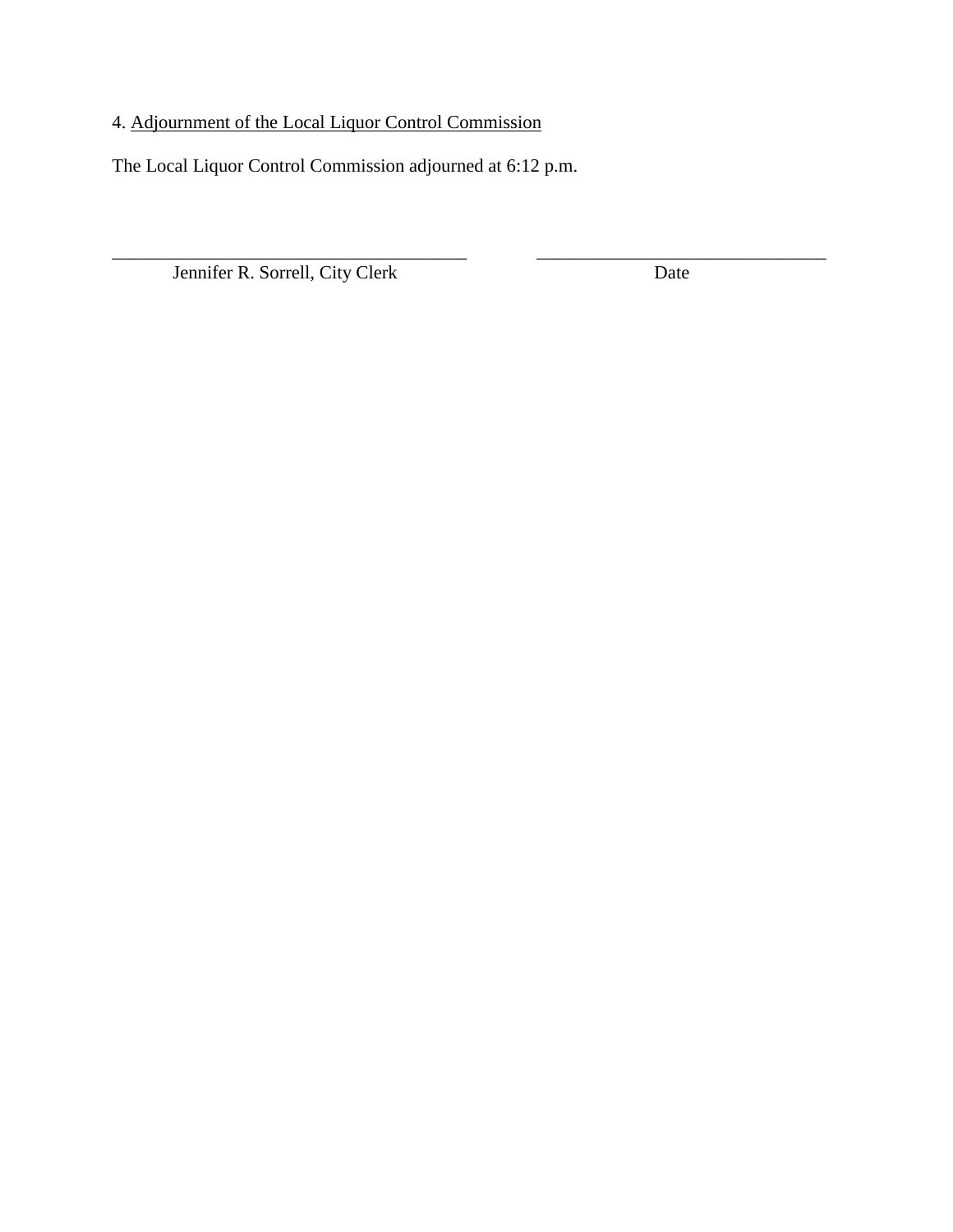4. Adjournment of the Local Liquor Control Commission

The Local Liquor Control Commission adjourned at 6:12 p.m.

\_\_\_\_\_\_\_\_\_\_\_\_\_\_\_\_\_\_\_\_\_\_\_\_\_\_\_\_\_\_\_\_\_\_\_\_\_\_\_\_ \_\_\_\_\_\_\_\_\_\_\_\_\_\_\_\_\_\_\_\_\_\_\_\_\_\_\_\_\_\_\_\_\_\_

Jennifer R. Sorrell, City Clerk Date